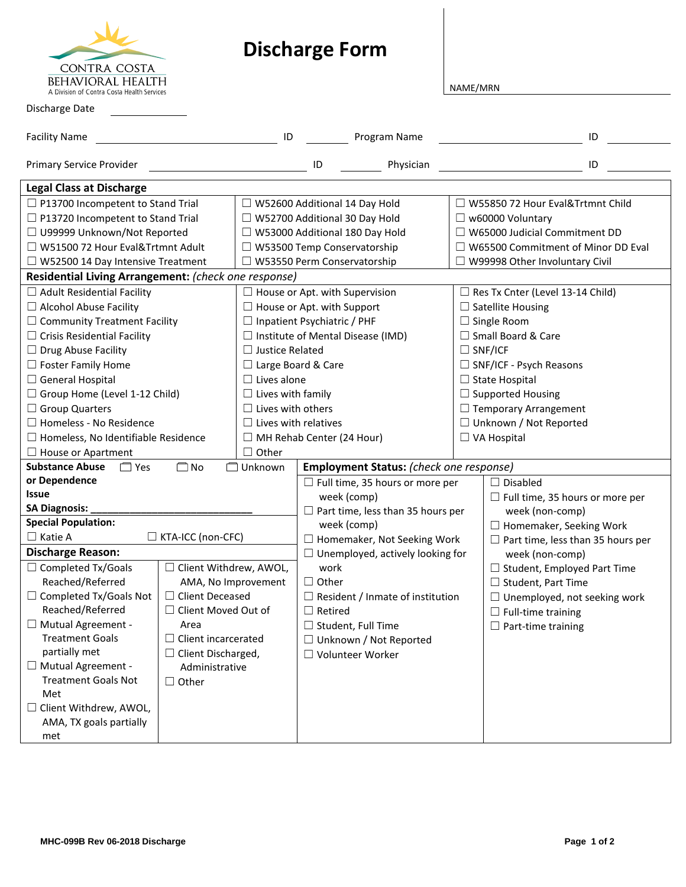CONTRA COSTA BEHAVIORAL HEALTH
A Division of Contra Costa Health Services

# Discharge Form

NAME/MRN

Discharge Date ____________

Facility Name ______________________ ID ________ Program Name ______________________ ID ________

Primary Service Provider ______________________ ID ________ Physician ______________________ ID ________

## Legal Class at Discharge

| | | |
|---|---|---|
| ☐ P13700 Incompetent to Stand Trial | ☐ W52600 Additional 14 Day Hold | ☐ W55850 72 Hour Eval&Trtmnt Child |
| ☐ P13720 Incompetent to Stand Trial | ☐ W52700 Additional 30 Day Hold | ☐ w60000 Voluntary |
| ☐ U99999 Unknown/Not Reported | ☐ W53000 Additional 180 Day Hold | ☐ W65000 Judicial Commitment DD |
| ☐ W51500 72 Hour Eval&Trtmnt Adult | ☐ W53500 Temp Conservatorship | ☐ W65500 Commitment of Minor DD Eval |
| ☐ W52500 14 Day Intensive Treatment | ☐ W53550 Perm Conservatorship | ☐ W99998 Other Involuntary Civil |

## Residential Living Arrangement: *(check one response)*

| | | |
|---|---|---|
| ☐ Adult Residential Facility | ☐ House or Apt. with Supervision | ☐ Res Tx Cnter (Level 13-14 Child) |
| ☐ Alcohol Abuse Facility | ☐ House or Apt. with Support | ☐ Satellite Housing |
| ☐ Community Treatment Facility | ☐ Inpatient Psychiatric / PHF | ☐ Single Room |
| ☐ Crisis Residential Facility | ☐ Institute of Mental Disease (IMD) | ☐ Small Board & Care |
| ☐ Drug Abuse Facility | ☐ Justice Related | ☐ SNF/ICF |
| ☐ Foster Family Home | ☐ Large Board & Care | ☐ SNF/ICF - Psych Reasons |
| ☐ General Hospital | ☐ Lives alone | ☐ State Hospital |
| ☐ Group Home (Level 1-12 Child) | ☐ Lives with family | ☐ Supported Housing |
| ☐ Group Quarters | ☐ Lives with others | ☐ Temporary Arrangement |
| ☐ Homeless - No Residence | ☐ Lives with relatives | ☐ Unknown / Not Reported |
| ☐ Homeless, No Identifiable Residence | ☐ MH Rehab Center (24 Hour) | ☐ VA Hospital |
| ☐ House or Apartment | ☐ Other | |

**Substance Abuse or Dependence Issue** ☐ Yes ☐ No ☐ Unknown

**SA Diagnosis:** ____________________________

**Special Population:**

☐ Katie A ☐ KTA-ICC (non-CFC)

## Discharge Reason:

| | |
|---|---|
| ☐ Completed Tx/Goals Reached/Referred | ☐ Client Withdrew, AWOL, AMA, No Improvement |
| ☐ Completed Tx/Goals Not Reached/Referred | ☐ Client Deceased |
| ☐ Mutual Agreement - Treatment Goals partially met | ☐ Client Moved Out of Area |
| ☐ Mutual Agreement - Treatment Goals Not Met | ☐ Client incarcerated |
| ☐ Client Withdrew, AWOL, AMA, TX goals partially met | ☐ Client Discharged, Administrative |
| | ☐ Other |

## Employment Status: *(check one response)*

| | |
|---|---|
| ☐ Full time, 35 hours or more per week (comp) | ☐ Disabled |
| ☐ Part time, less than 35 hours per week (comp) | ☐ Full time, 35 hours or more per week (non-comp) |
| ☐ Homemaker, Not Seeking Work | ☐ Homemaker, Seeking Work |
| ☐ Unemployed, actively looking for work | ☐ Part time, less than 35 hours per week (non-comp) |
| ☐ Other | ☐ Student, Employed Part Time |
| ☐ Resident / Inmate of institution | ☐ Student, Part Time |
| ☐ Retired | ☐ Unemployed, not seeking work |
| ☐ Student, Full Time | ☐ Full-time training |
| ☐ Unknown / Not Reported | ☐ Part-time training |
| ☐ Volunteer Worker | |

MHC-099B Rev 06-2018 Discharge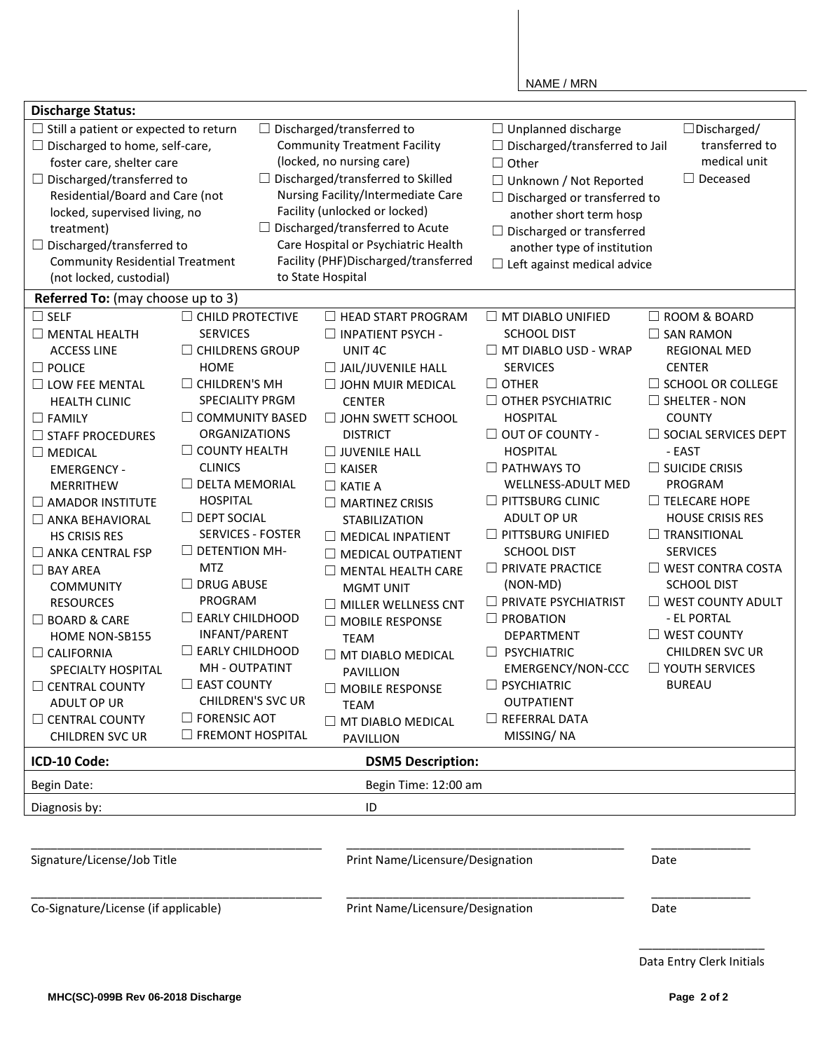NAME / MRN

**Discharge Status:**

- ☐ Still a patient or expected to return
- ☐ Discharged to home, self-care, foster care, shelter care
- ☐ Discharged/transferred to Residential/Board and Care (not locked, supervised living, no treatment)
- ☐ Discharged/transferred to Community Residential Treatment (not locked, custodial)
- ☐ Discharged/transferred to Community Treatment Facility (locked, no nursing care)
- ☐ Discharged/transferred to Skilled Nursing Facility/Intermediate Care Facility (unlocked or locked)
- ☐ Discharged/transferred to Acute Care Hospital or Psychiatric Health Facility (PHF)Discharged/transferred to State Hospital
- ☐ Unplanned discharge
- ☐ Discharged/transferred to Jail
- ☐ Other
- ☐ Unknown / Not Reported
- ☐ Discharged or transferred to another short term hosp
- ☐ Discharged or transferred another type of institution
- ☐ Left against medical advice
- ☐Discharged/ transferred to medical unit
- ☐ Deceased

**Referred To:** (may choose up to 3)

- ☐ SELF
- ☐ MENTAL HEALTH ACCESS LINE
- ☐ POLICE
- ☐ LOW FEE MENTAL HEALTH CLINIC
- ☐ FAMILY
- ☐ STAFF PROCEDURES
- ☐ MEDICAL EMERGENCY - MERRITHEW
- ☐ AMADOR INSTITUTE
- ☐ ANKA BEHAVIORAL HS CRISIS RES
- ☐ ANKA CENTRAL FSP
- ☐ BAY AREA COMMUNITY RESOURCES
- ☐ BOARD & CARE HOME NON-SB155
- ☐ CALIFORNIA SPECIALTY HOSPITAL
- ☐ CENTRAL COUNTY ADULT OP UR
- ☐ CENTRAL COUNTY CHILDREN SVC UR
- ☐ CHILD PROTECTIVE SERVICES
- ☐ CHILDRENS GROUP HOME
- ☐ CHILDREN'S MH SPECIALITY PRGM
- ☐ COMMUNITY BASED ORGANIZATIONS
- ☐ COUNTY HEALTH CLINICS
- ☐ DELTA MEMORIAL HOSPITAL
- ☐ DEPT SOCIAL SERVICES - FOSTER
- ☐ DETENTION MH-MTZ
- ☐ DRUG ABUSE PROGRAM
- ☐ EARLY CHILDHOOD INFANT/PARENT
- ☐ EARLY CHILDHOOD MH - OUTPATINT
- ☐ EAST COUNTY CHILDREN'S SVC UR
- ☐ FORENSIC AOT
- ☐ FREMONT HOSPITAL
- ☐ HEAD START PROGRAM
- ☐ INPATIENT PSYCH - UNIT 4C
- ☐ JAIL/JUVENILE HALL
- ☐ JOHN MUIR MEDICAL CENTER
- ☐ JOHN SWETT SCHOOL DISTRICT
- ☐ JUVENILE HALL
- ☐ KAISER
- ☐ KATIE A
- ☐ MARTINEZ CRISIS STABILIZATION
- ☐ MEDICAL INPATIENT
- ☐ MEDICAL OUTPATIENT
- ☐ MENTAL HEALTH CARE MGMT UNIT
- ☐ MILLER WELLNESS CNT
- ☐ MOBILE RESPONSE TEAM
- ☐ MT DIABLO MEDICAL PAVILLION
- ☐ MOBILE RESPONSE TEAM
- ☐ MT DIABLO MEDICAL PAVILLION
- ☐ MT DIABLO UNIFIED SCHOOL DIST
- ☐ MT DIABLO USD - WRAP SERVICES
- ☐ OTHER
- ☐ OTHER PSYCHIATRIC HOSPITAL
- ☐ OUT OF COUNTY - HOSPITAL
- ☐ PATHWAYS TO WELLNESS-ADULT MED
- ☐ PITTSBURG CLINIC ADULT OP UR
- ☐ PITTSBURG UNIFIED SCHOOL DIST
- ☐ PRIVATE PRACTICE (NON-MD)
- ☐ PRIVATE PSYCHIATRIST
- ☐ PROBATION DEPARTMENT
- ☐ PSYCHIATRIC EMERGENCY/NON-CCC
- ☐ PSYCHIATRIC OUTPATIENT
- ☐ REFERRAL DATA MISSING/ NA
- ☐ ROOM & BOARD
- ☐ SAN RAMON REGIONAL MED CENTER
- ☐ SCHOOL OR COLLEGE
- ☐ SHELTER - NON COUNTY
- ☐ SOCIAL SERVICES DEPT - EAST
- ☐ SUICIDE CRISIS PROGRAM
- ☐ TELECARE HOPE HOUSE CRISIS RES
- ☐ TRANSITIONAL SERVICES
- ☐ WEST CONTRA COSTA SCHOOL DIST
- ☐ WEST COUNTY ADULT - EL PORTAL
- ☐ WEST COUNTY CHILDREN SVC UR
- ☐ YOUTH SERVICES BUREAU

| | |
|---|---|
| **ICD-10 Code:** | **DSM5 Description:** |
| Begin Date: | Begin Time: 12:00 am |
| Diagnosis by: | ID |

_____________________________________________ _____________________________________________ _______________
Signature/License/Job Title | Print Name/Licensure/Designation | Date

_____________________________________________ _____________________________________________ _______________
Co-Signature/License (if applicable) | Print Name/Licensure/Designation | Date

___________________
Data Entry Clerk Initials

MHC(SC)-099B Rev 06-2018 Discharge